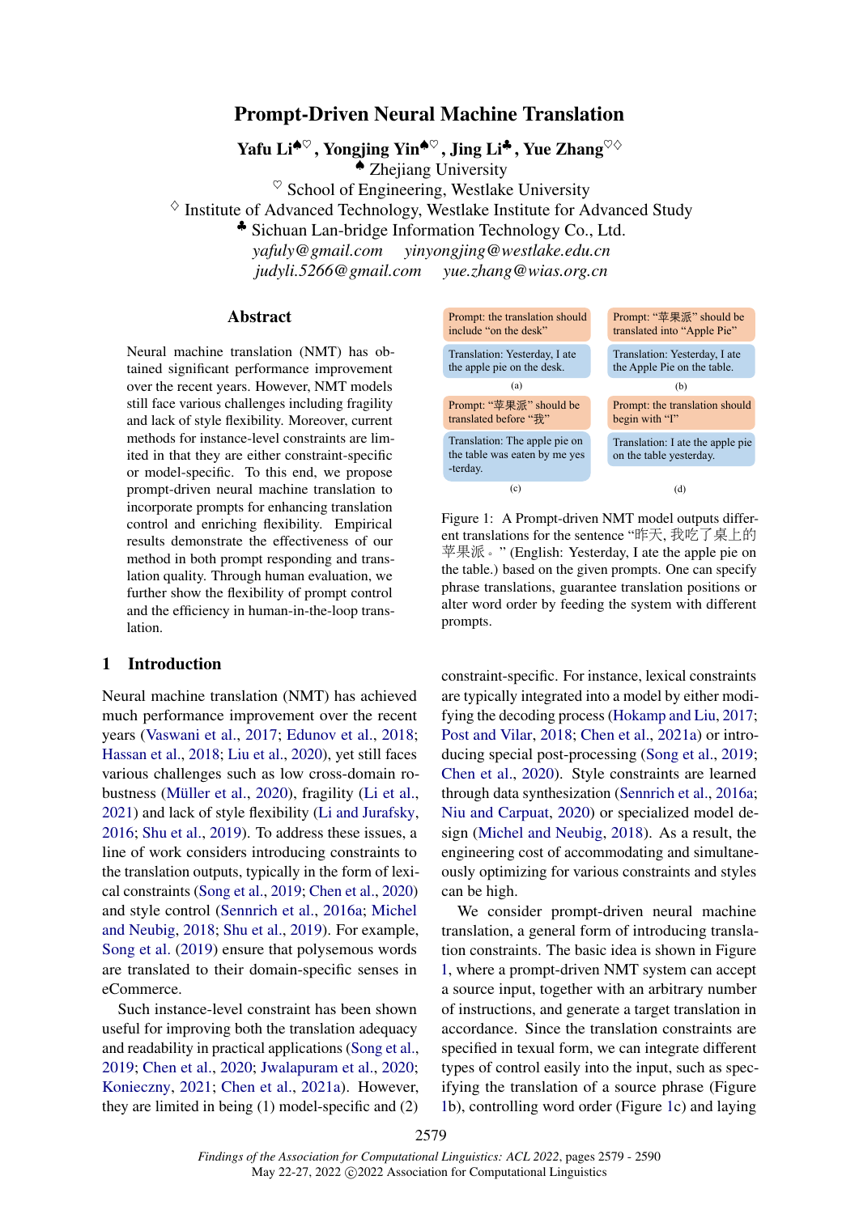# Prompt-Driven Neural Machine Translation

**Yafu Li**[♠♡], **Yongjing Yin**[♠♡], **Jing Li**[♣], **Yue Zhang**[♡◇]

[♠] Zhejiang University

[♡] School of Engineering, Westlake University

[◇] Institute of Advanced Technology, Westlake Institute for Advanced Study

[♣] Sichuan Lan-bridge Information Technology Co., Ltd.

*yafuly@gmail.com* *yinyongjing@westlake.edu.cn*

*judyli.5266@gmail.com* *yue.zhang@wias.org.cn*

## Abstract

Neural machine translation (NMT) has obtained significant performance improvement over the recent years. However, NMT models still face various challenges including fragility and lack of style flexibility. Moreover, current methods for instance-level constraints are limited in that they are either constraint-specific or model-specific. To this end, we propose prompt-driven neural machine translation to incorporate prompts for enhancing translation control and enriching flexibility. Empirical results demonstrate the effectiveness of our method in both prompt responding and translation quality. Through human evaluation, we further show the flexibility of prompt control and the efficiency in human-in-the-loop translation.

Prompt: the translation should include "on the desk"

Translation: Yesterday, I ate the apple pie on the desk.

(a)

Prompt: "苹果派" should be translated into "Apple Pie"

Translation: Yesterday, I ate the Apple Pie on the table.

(b)

Prompt: "苹果派" should be translated before "我"

Translation: The apple pie on the table was eaten by me yes-terday.

(c)

Prompt: the translation should begin with "I"

Translation: I ate the apple pie on the table yesterday.

(d)

Figure 1: A Prompt-driven NMT model outputs different translations for the sentence "昨天, 我吃了桌上的苹果派。" (English: Yesterday, I ate the apple pie on the table.) based on the given prompts. One can specify phrase translations, guarantee translation positions or alter word order by feeding the system with different prompts.

## 1 Introduction

Neural machine translation (NMT) has achieved much performance improvement over the recent years (Vaswani et al., 2017; Edunov et al., 2018; Hassan et al., 2018; Liu et al., 2020), yet still faces various challenges such as low cross-domain robustness (Müller et al., 2020), fragility (Li et al., 2021) and lack of style flexibility (Li and Jurafsky, 2016; Shu et al., 2019). To address these issues, a line of work considers introducing constraints to the translation outputs, typically in the form of lexical constraints (Song et al., 2019; Chen et al., 2020) and style control (Sennrich et al., 2016a; Michel and Neubig, 2018; Shu et al., 2019). For example, Song et al. (2019) ensure that polysemous words are translated to their domain-specific senses in eCommerce.

Such instance-level constraint has been shown useful for improving both the translation adequacy and readability in practical applications (Song et al., 2019; Chen et al., 2020; Jwalapuram et al., 2020; Konieczny, 2021; Chen et al., 2021a). However, they are limited in being (1) model-specific and (2) constraint-specific. For instance, lexical constraints are typically integrated into a model by either modifying the decoding process (Hokamp and Liu, 2017; Post and Vilar, 2018; Chen et al., 2021a) or introducing special post-processing (Song et al., 2019; Chen et al., 2020). Style constraints are learned through data synthesization (Sennrich et al., 2016a; Niu and Carpuat, 2020) or specialized model design (Michel and Neubig, 2018). As a result, the engineering cost of accommodating and simultaneously optimizing for various constraints and styles can be high.

We consider prompt-driven neural machine translation, a general form of introducing translation constraints. The basic idea is shown in Figure 1, where a prompt-driven NMT system can accept a source input, together with an arbitrary number of instructions, and generate a target translation in accordance. Since the translation constraints are specified in textual form, we can integrate different types of control easily into the input, such as specifying the translation of a source phrase (Figure 1b), controlling word order (Figure 1c) and laying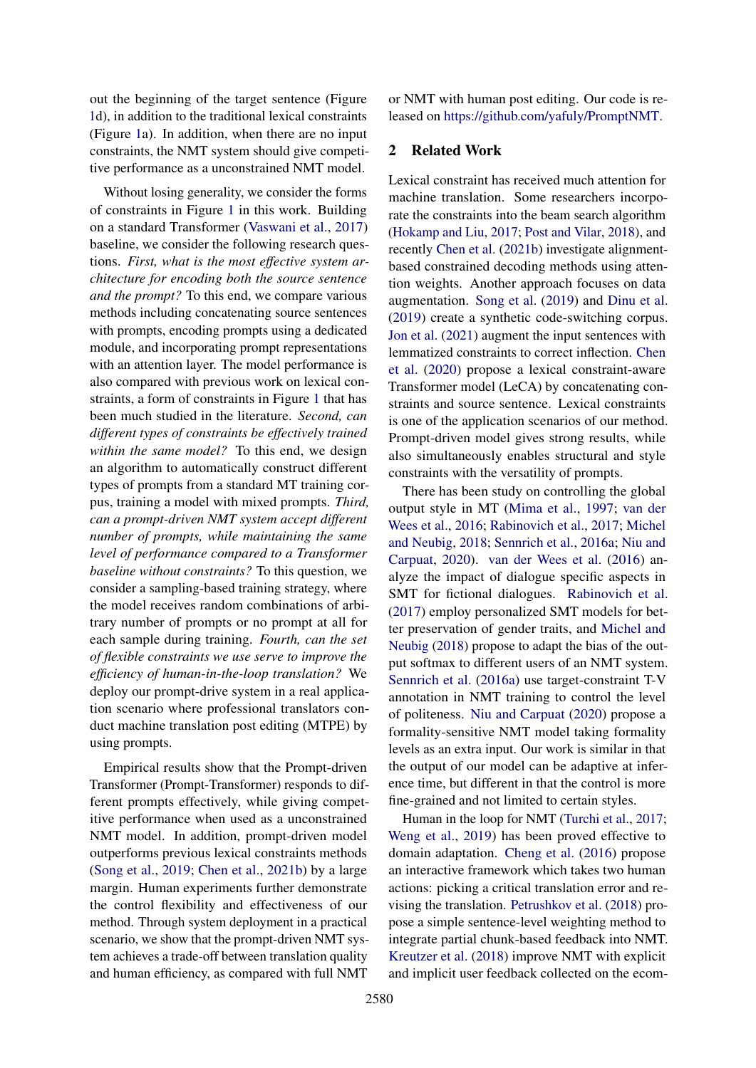out the beginning of the target sentence (Figure 1d), in addition to the traditional lexical constraints (Figure 1a). In addition, when there are no input constraints, the NMT system should give competitive performance as a unconstrained NMT model.

Without losing generality, we consider the forms of constraints in Figure 1 in this work. Building on a standard Transformer (Vaswani et al., 2017) baseline, we consider the following research questions. *First, what is the most effective system architecture for encoding both the source sentence and the prompt?* To this end, we compare various methods including concatenating source sentences with prompts, encoding prompts using a dedicated module, and incorporating prompt representations with an attention layer. The model performance is also compared with previous work on lexical constraints, a form of constraints in Figure 1 that has been much studied in the literature. *Second, can different types of constraints be effectively trained within the same model?* To this end, we design an algorithm to automatically construct different types of prompts from a standard MT training corpus, training a model with mixed prompts. *Third, can a prompt-driven NMT system accept different number of prompts, while maintaining the same level of performance compared to a Transformer baseline without constraints?* To this question, we consider a sampling-based training strategy, where the model receives random combinations of arbitrary number of prompts or no prompt at all for each sample during training. *Fourth, can the set of flexible constraints we use serve to improve the efficiency of human-in-the-loop translation?* We deploy our prompt-drive system in a real application scenario where professional translators conduct machine translation post editing (MTPE) by using prompts.

Empirical results show that the Prompt-driven Transformer (Prompt-Transformer) responds to different prompts effectively, while giving competitive performance when used as a unconstrained NMT model. In addition, prompt-driven model outperforms previous lexical constraints methods (Song et al., 2019; Chen et al., 2021b) by a large margin. Human experiments further demonstrate the control flexibility and effectiveness of our method. Through system deployment in a practical scenario, we show that the prompt-driven NMT system achieves a trade-off between translation quality and human efficiency, as compared with full NMT or NMT with human post editing. Our code is released on https://github.com/yafuly/PromptNMT.

## 2 Related Work

Lexical constraint has received much attention for machine translation. Some researchers incorporate the constraints into the beam search algorithm (Hokamp and Liu, 2017; Post and Vilar, 2018), and recently Chen et al. (2021b) investigate alignment-based constrained decoding methods using attention weights. Another approach focuses on data augmentation. Song et al. (2019) and Dinu et al. (2019) create a synthetic code-switching corpus. Jon et al. (2021) augment the input sentences with lemmatized constraints to correct inflection. Chen et al. (2020) propose a lexical constraint-aware Transformer model (LeCA) by concatenating constraints and source sentence. Lexical constraints is one of the application scenarios of our method. Prompt-driven model gives strong results, while also simultaneously enables structural and style constraints with the versatility of prompts.

There has been study on controlling the global output style in MT (Mima et al., 1997; van der Wees et al., 2016; Rabinovich et al., 2017; Michel and Neubig, 2018; Sennrich et al., 2016a; Niu and Carpuat, 2020). van der Wees et al. (2016) analyze the impact of dialogue specific aspects in SMT for fictional dialogues. Rabinovich et al. (2017) employ personalized SMT models for better preservation of gender traits, and Michel and Neubig (2018) propose to adapt the bias of the output softmax to different users of an NMT system. Sennrich et al. (2016a) use target-constraint T-V annotation in NMT training to control the level of politeness. Niu and Carpuat (2020) propose a formality-sensitive NMT model taking formality levels as an extra input. Our work is similar in that the output of our model can be adaptive at inference time, but different in that the control is more fine-grained and not limited to certain styles.

Human in the loop for NMT (Turchi et al., 2017; Weng et al., 2019) has been proved effective to domain adaptation. Cheng et al. (2016) propose an interactive framework which takes two human actions: picking a critical translation error and revising the translation. Petrushkov et al. (2018) propose a simple sentence-level weighting method to integrate partial chunk-based feedback into NMT. Kreutzer et al. (2018) improve NMT with explicit and implicit user feedback collected on the ecom-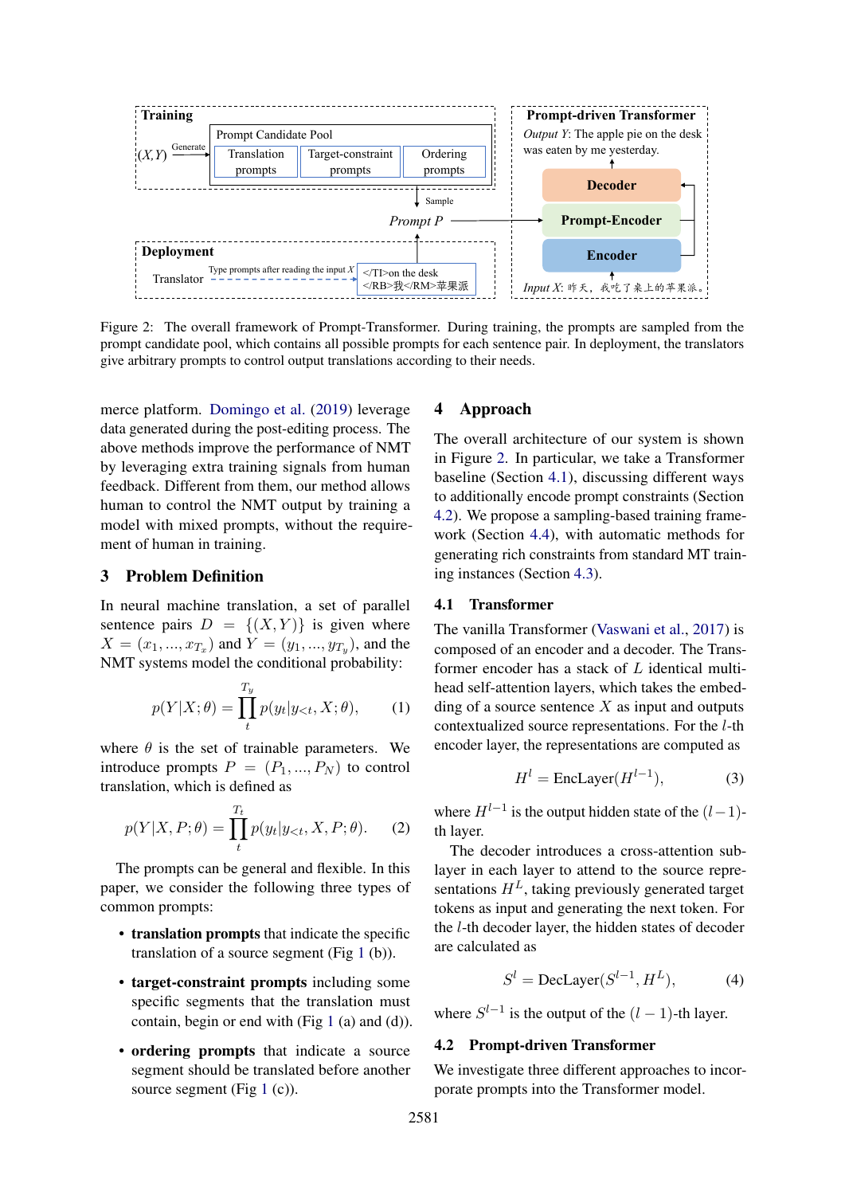Figure 2: The overall framework of Prompt-Transformer. During training, the prompts are sampled from the prompt candidate pool, which contains all possible prompts for each sentence pair. In deployment, the translators give arbitrary prompts to control output translations according to their needs.

merce platform. Domingo et al. (2019) leverage data generated during the post-editing process. The above methods improve the performance of NMT by leveraging extra training signals from human feedback. Different from them, our method allows human to control the NMT output by training a model with mixed prompts, without the requirement of human in training.

## 3 Problem Definition

In neural machine translation, a set of parallel sentence pairs $D = \{(X, Y)\}$ is given where $X = (x_1, ..., x_{T_x})$ and $Y = (y_1, ..., y_{T_y})$, and the NMT systems model the conditional probability:

$$p(Y|X;\theta) = \prod_{t}^{T_y} p(y_t|y_{<t}, X; \theta), \quad (1)$$

where $\theta$ is the set of trainable parameters. We introduce prompts $P = (P_1, ..., P_N)$ to control translation, which is defined as

$$p(Y|X, P;\theta) = \prod_{t}^{T_t} p(y_t|y_{<t}, X, P; \theta). \quad (2)$$

The prompts can be general and flexible. In this paper, we consider the following three types of common prompts:

- **translation prompts** that indicate the specific translation of a source segment (Fig 1 (b)).
- **target-constraint prompts** including some specific segments that the translation must contain, begin or end with (Fig 1 (a) and (d)).
- **ordering prompts** that indicate a source segment should be translated before another source segment (Fig 1 (c)).

## 4 Approach

The overall architecture of our system is shown in Figure 2. In particular, we take a Transformer baseline (Section 4.1), discussing different ways to additionally encode prompt constraints (Section 4.2). We propose a sampling-based training framework (Section 4.4), with automatic methods for generating rich constraints from standard MT training instances (Section 4.3).

### 4.1 Transformer

The vanilla Transformer (Vaswani et al., 2017) is composed of an encoder and a decoder. The Transformer encoder has a stack of $L$ identical multi-head self-attention layers, which takes the embedding of a source sentence $X$ as input and outputs contextualized source representations. For the $l$-th encoder layer, the representations are computed as

$$H^l = \text{EncLayer}(H^{l-1}), \quad (3)$$

where $H^{l-1}$ is the output hidden state of the $(l-1)$-th layer.

The decoder introduces a cross-attention sublayer in each layer to attend to the source representations $H^L$, taking previously generated target tokens as input and generating the next token. For the $l$-th decoder layer, the hidden states of decoder are calculated as

$$S^l = \text{DecLayer}(S^{l-1}, H^L), \quad (4)$$

where $S^{l-1}$ is the output of the $(l-1)$-th layer.

### 4.2 Prompt-driven Transformer

We investigate three different approaches to incorporate prompts into the Transformer model.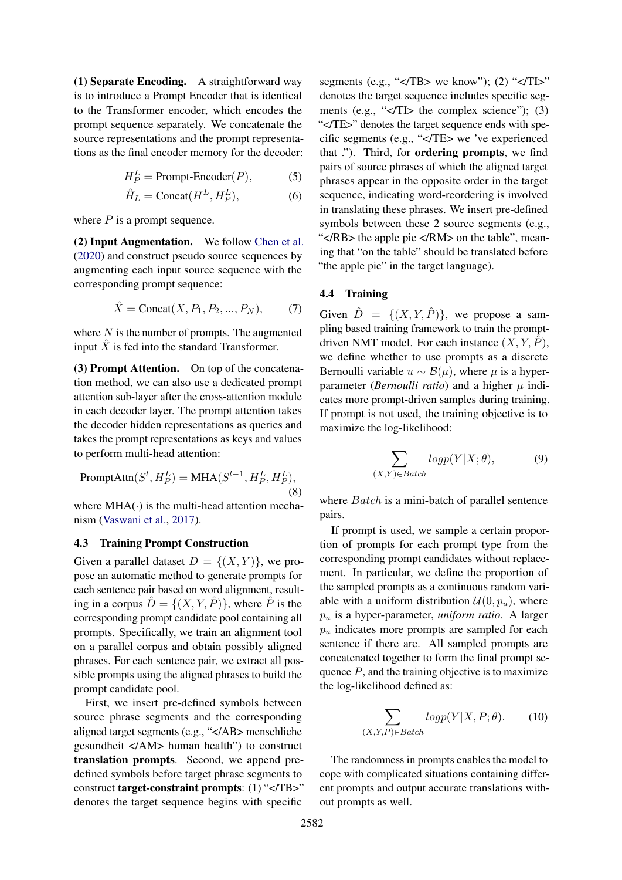**(1) Separate Encoding.** A straightforward way is to introduce a Prompt Encoder that is identical to the Transformer encoder, which encodes the prompt sequence separately. We concatenate the source representations and the prompt representations as the final encoder memory for the decoder:

$$H_P^L = \text{Prompt-Encoder}(P), \tag{5}$$

$$\hat{H}_L = \text{Concat}(H^L, H_P^L), \tag{6}$$

where $P$ is a prompt sequence.

**(2) Input Augmentation.** We follow Chen et al. (2020) and construct pseudo source sequences by augmenting each input source sequence with the corresponding prompt sequence:

$$\hat{X} = \text{Concat}(X, P_1, P_2, ..., P_N), \tag{7}$$

where $N$ is the number of prompts. The augmented input $\hat{X}$ is fed into the standard Transformer.

**(3) Prompt Attention.** On top of the concatenation method, we can also use a dedicated prompt attention sub-layer after the cross-attention module in each decoder layer. The prompt attention takes the decoder hidden representations as queries and takes the prompt representations as keys and values to perform multi-head attention:

$$\text{PromptAttn}(S^l, H_P^L) = \text{MHA}(S^{l-1}, H_P^L, H_P^L), \tag{8}$$

where $\text{MHA}(\cdot)$ is the multi-head attention mechanism (Vaswani et al., 2017).

### 4.3 Training Prompt Construction

Given a parallel dataset $D = \{(X, Y)\}$, we propose an automatic method to generate prompts for each sentence pair based on word alignment, resulting in a corpus $\hat{D} = \{(X, Y, \hat{P})\}$, where $\hat{P}$ is the corresponding prompt candidate pool containing all prompts. Specifically, we train an alignment tool on a parallel corpus and obtain possibly aligned phrases. For each sentence pair, we extract all possible prompts using the aligned phrases to build the prompt candidate pool.

First, we insert pre-defined symbols between source phrase segments and the corresponding aligned target segments (e.g., "</AB> menschliche gesundheit </AM> human health") to construct **translation prompts**. Second, we append pre-defined symbols before target phrase segments to construct **target-constraint prompts**: (1) "</TB>" denotes the target sequence begins with specific segments (e.g., "</TB> we know"); (2) "</TI>" denotes the target sequence includes specific segments (e.g., "</TI> the complex science"); (3) "</TE>" denotes the target sequence ends with specific segments (e.g., "</TE> we 've experienced that ."). Third, for **ordering prompts**, we find pairs of source phrases of which the aligned target phrases appear in the opposite order in the target sequence, indicating word-reordering is involved in translating these phrases. We insert pre-defined symbols between these 2 source segments (e.g., "</RB> the apple pie </RM> on the table", meaning that "on the table" should be translated before "the apple pie" in the target language).

### 4.4 Training

Given $\hat{D} = \{(X, Y, \hat{P})\}$, we propose a sampling based training framework to train the prompt-driven NMT model. For each instance $(X, Y, \hat{P})$, we define whether to use prompts as a discrete Bernoulli variable $u \sim \mathcal{B}(\mu)$, where $\mu$ is a hyper-parameter (*Bernoulli ratio*) and a higher $\mu$ indicates more prompt-driven samples during training. If prompt is not used, the training objective is to maximize the log-likelihood:

$$\sum_{(X,Y) \in Batch} log p(Y|X; \theta), \tag{9}$$

where $Batch$ is a mini-batch of parallel sentence pairs.

If prompt is used, we sample a certain proportion of prompts for each prompt type from the corresponding prompt candidates without replacement. In particular, we define the proportion of the sampled prompts as a continuous random variable with a uniform distribution $\mathcal{U}(0, p_u)$, where $p_u$ is a hyper-parameter, *uniform ratio*. A larger $p_u$ indicates more prompts are sampled for each sentence if there are. All sampled prompts are concatenated together to form the final prompt sequence $P$, and the training objective is to maximize the log-likelihood defined as:

$$\sum_{(X,Y,P) \in Batch} log p(Y|X, P; \theta). \tag{10}$$

The randomness in prompts enables the model to cope with complicated situations containing different prompts and output accurate translations without prompts as well.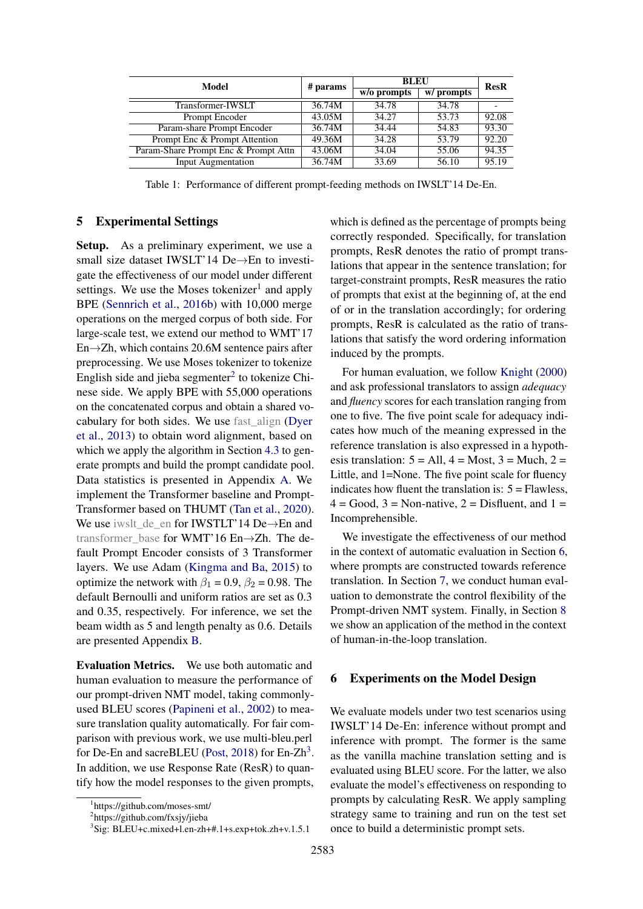| Model | # params | BLEU | | ResR |
|---|---|---|---|---|
| | | w/o prompts | w/ prompts | |
| Transformer-IWSLT | 36.74M | 34.78 | 34.78 | - |
| Prompt Encoder | 43.05M | 34.27 | 53.73 | 92.08 |
| Param-share Prompt Encoder | 36.74M | 34.44 | 54.83 | 93.30 |
| Prompt Enc & Prompt Attention | 49.36M | 34.28 | 53.79 | 92.20 |
| Param-Share Prompt Enc & Prompt Attn | 43.06M | 34.04 | 55.06 | 94.35 |
| Input Augmentation | 36.74M | 33.69 | 56.10 | 95.19 |

Table 1: Performance of different prompt-feeding methods on IWSLT'14 De-En.

## 5 Experimental Settings

**Setup.** As a preliminary experiment, we use a small size dataset IWSLT'14 De→En to investigate the effectiveness of our model under different settings. We use the Moses tokenizer[1] and apply BPE (Sennrich et al., 2016b) with 10,000 merge operations on the merged corpus of both side. For large-scale test, we extend our method to WMT'17 En→Zh, which contains 20.6M sentence pairs after preprocessing. We use Moses tokenizer to tokenize English side and jieba segmenter[2] to tokenize Chinese side. We apply BPE with 55,000 operations on the concatenated corpus and obtain a shared vocabulary for both sides. We use fast_align (Dyer et al., 2013) to obtain word alignment, based on which we apply the algorithm in Section 4.3 to generate prompts and build the prompt candidate pool. Data statistics is presented in Appendix A. We implement the Transformer baseline and Prompt-Transformer based on THUMT (Tan et al., 2020). We use iwslt_de_en for IWSTLT'14 De→En and transformer_base for WMT'16 En→Zh. The default Prompt Encoder consists of 3 Transformer layers. We use Adam (Kingma and Ba, 2015) to optimize the network with $\beta_1 = 0.9$, $\beta_2 = 0.98$. The default Bernoulli and uniform ratios are set as 0.3 and 0.35, respectively. For inference, we set the beam width as 5 and length penalty as 0.6. Details are presented Appendix B.

**Evaluation Metrics.** We use both automatic and human evaluation to measure the performance of our prompt-driven NMT model, taking commonly-used BLEU scores (Papineni et al., 2002) to measure translation quality automatically. For fair comparison with previous work, we use multi-bleu.perl for De-En and sacreBLEU (Post, 2018) for En-Zh[3]. In addition, we use Response Rate (ResR) to quantify how the model responses to the given prompts, which is defined as the percentage of prompts being correctly responded. Specifically, for translation prompts, ResR denotes the ratio of prompt translations that appear in the sentence translation; for target-constraint prompts, ResR measures the ratio of prompts that exist at the beginning of, at the end of or in the translation accordingly; for ordering prompts, ResR is calculated as the ratio of translations that satisfy the word ordering information induced by the prompts.

For human evaluation, we follow Knight (2000) and ask professional translators to assign *adequacy* and *fluency* scores for each translation ranging from one to five. The five point scale for adequacy indicates how much of the meaning expressed in the reference translation is also expressed in a hypothesis translation: 5 = All, 4 = Most, 3 = Much, 2 = Little, and 1=None. The five point scale for fluency indicates how fluent the translation is: 5 = Flawless, 4 = Good, 3 = Non-native, 2 = Disfluent, and 1 = Incomprehensible.

We investigate the effectiveness of our method in the context of automatic evaluation in Section 6, where prompts are constructed towards reference translation. In Section 7, we conduct human evaluation to demonstrate the control flexibility of the Prompt-driven NMT system. Finally, in Section 8 we show an application of the method in the context of human-in-the-loop translation.

## 6 Experiments on the Model Design

We evaluate models under two test scenarios using IWSLT'14 De-En: inference without prompt and inference with prompt. The former is the same as the vanilla machine translation setting and is evaluated using BLEU score. For the latter, we also evaluate the model's effectiveness on responding to prompts by calculating ResR. We apply sampling strategy same to training and run on the test set once to build a deterministic prompt sets.

[1]https://github.com/moses-smt/

[2]https://github.com/fxsjy/jieba

[3]Sig: BLEU+c.mixed+l.en-zh+#.1+s.exp+tok.zh+v.1.5.1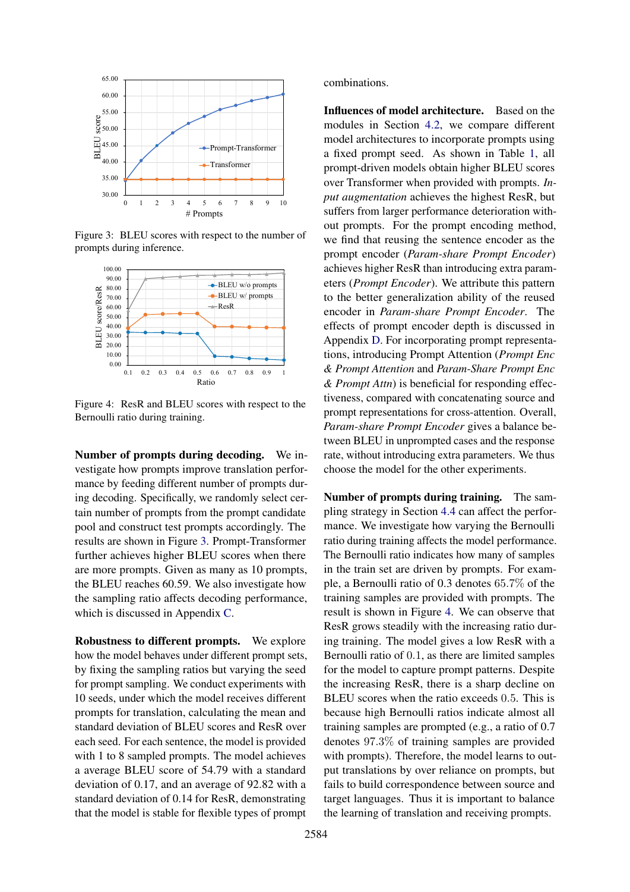Figure 3: BLEU scores with respect to the number of prompts during inference.

Figure 4: ResR and BLEU scores with respect to the Bernoulli ratio during training.

**Number of prompts during decoding.** We investigate how prompts improve translation performance by feeding different number of prompts during decoding. Specifically, we randomly select certain number of prompts from the prompt candidate pool and construct test prompts accordingly. The results are shown in Figure 3. Prompt-Transformer further achieves higher BLEU scores when there are more prompts. Given as many as 10 prompts, the BLEU reaches 60.59. We also investigate how the sampling ratio affects decoding performance, which is discussed in Appendix C.

**Robustness to different prompts.** We explore how the model behaves under different prompt sets, by fixing the sampling ratios but varying the seed for prompt sampling. We conduct experiments with 10 seeds, under which the model receives different prompts for translation, calculating the mean and standard deviation of BLEU scores and ResR over each seed. For each sentence, the model is provided with 1 to 8 sampled prompts. The model achieves a average BLEU score of 54.79 with a standard deviation of 0.17, and an average of 92.82 with a standard deviation of 0.14 for ResR, demonstrating that the model is stable for flexible types of prompt combinations.

**Influences of model architecture.** Based on the modules in Section 4.2, we compare different model architectures to incorporate prompts using a fixed prompt seed. As shown in Table 1, all prompt-driven models obtain higher BLEU scores over Transformer when provided with prompts. *Input augmentation* achieves the highest ResR, but suffers from larger performance deterioration without prompts. For the prompt encoding method, we find that reusing the sentence encoder as the prompt encoder (*Param-share Prompt Encoder*) achieves higher ResR than introducing extra parameters (*Prompt Encoder*). We attribute this pattern to the better generalization ability of the reused encoder in *Param-share Prompt Encoder*. The effects of prompt encoder depth is discussed in Appendix D. For incorporating prompt representations, introducing Prompt Attention (*Prompt Enc & Prompt Attention* and *Param-Share Prompt Enc & Prompt Attn*) is beneficial for responding effectiveness, compared with concatenating source and prompt representations for cross-attention. Overall, *Param-share Prompt Encoder* gives a balance between BLEU in unprompted cases and the response rate, without introducing extra parameters. We thus choose the model for the other experiments.

**Number of prompts during training.** The sampling strategy in Section 4.4 can affect the performance. We investigate how varying the Bernoulli ratio during training affects the model performance. The Bernoulli ratio indicates how many of samples in the train set are driven by prompts. For example, a Bernoulli ratio of 0.3 denotes 65.7% of the training samples are provided with prompts. The result is shown in Figure 4. We can observe that ResR grows steadily with the increasing ratio during training. The model gives a low ResR with a Bernoulli ratio of 0.1, as there are limited samples for the model to capture prompt patterns. Despite the increasing ResR, there is a sharp decline on BLEU scores when the ratio exceeds 0.5. This is because high Bernoulli ratios indicate almost all training samples are prompted (e.g., a ratio of 0.7 denotes 97.3% of training samples are provided with prompts). Therefore, the model learns to output translations by over reliance on prompts, but fails to build correspondence between source and target languages. Thus it is important to balance the learning of translation and receiving prompts.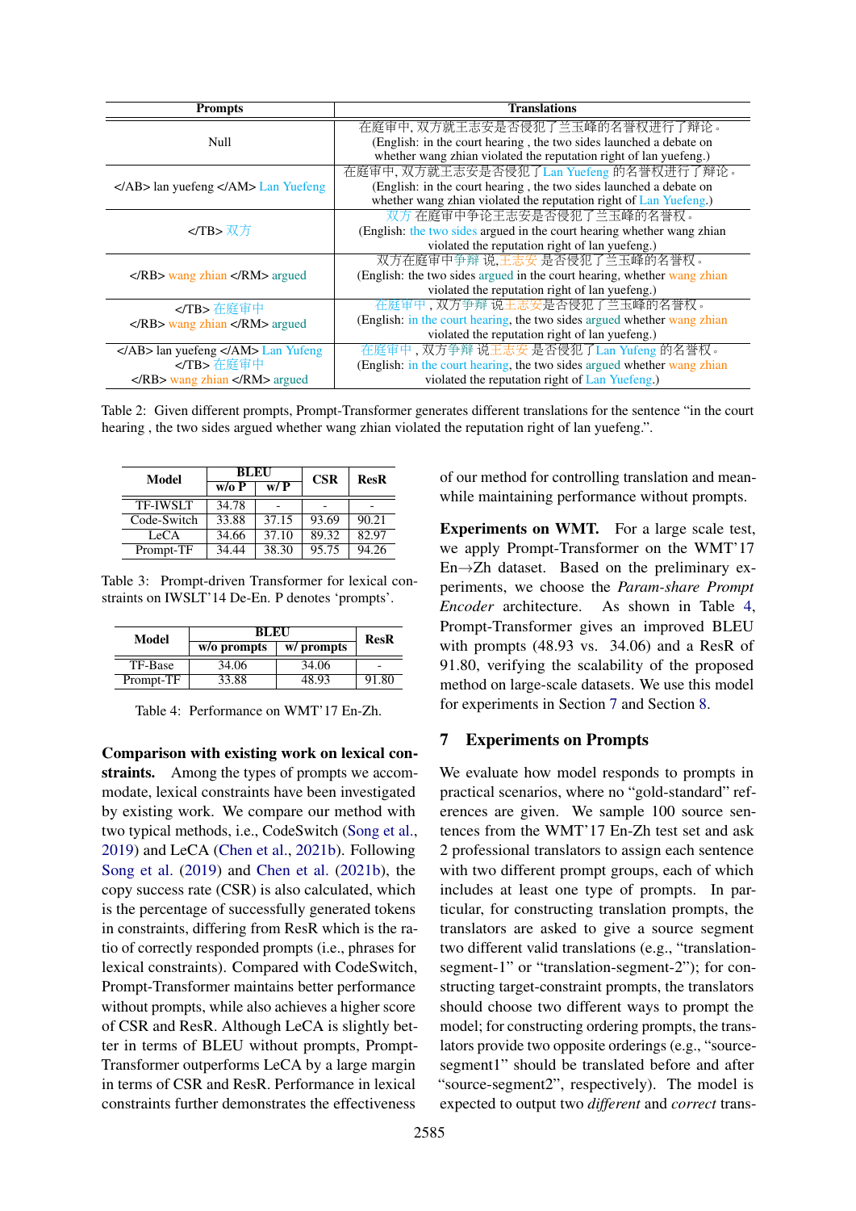| Prompts | Translations |
|---|---|
| Null | 在庭审中, 双方就王志安是否侵犯了兰玉峰的名誉权进行了辩论。 (English: in the court hearing , the two sides launched a debate on whether wang zhian violated the reputation right of lan yuefeng.) |
| </AB> lan yuefeng </AM> Lan Yuefeng | 在庭审中, 双方就王志安是否侵犯了Lan Yuefeng 的名誉权进行了辩论。 (English: in the court hearing , the two sides launched a debate on whether wang zhian violated the reputation right of Lan Yuefeng.) |
| </TB> 双方 | 双方 在庭审中争论王志安是否侵犯了兰玉峰的名誉权。 (English: the two sides argued in the court hearing whether wang zhian violated the reputation right of lan yuefeng.) |
| </RB> wang zhian </RM> argued | 双方在庭审中争辩 说,王志安 是否侵犯了兰玉峰的名誉权。 (English: the two sides argued in the court hearing, whether wang zhian violated the reputation right of lan yuefeng.) |
| </TB> 在庭审中 </RB> wang zhian </RM> argued | 在庭审中 , 双方争辩 说王志安是否侵犯了兰玉峰的名誉权。 (English: in the court hearing, the two sides argued whether wang zhian violated the reputation right of lan yuefeng.) |
| </AB> lan yuefeng </AM> Lan Yufeng </TB> 在庭审中 </RB> wang zhian </RM> argued | 在庭审中 , 双方争辩 说王志安 是否侵犯了Lan Yufeng 的名誉权。 (English: in the court hearing, the two sides argued whether wang zhian violated the reputation right of Lan Yuefeng.) |

Table 2: Given different prompts, Prompt-Transformer generates different translations for the sentence "in the court hearing , the two sides argued whether wang zhian violated the reputation right of lan yuefeng.".

| Model | BLEU | | CSR | ResR |
|---|---|---|---|---|
| | w/o P | w/ P | | |
| TF-IWSLT | 34.78 | - | - | - |
| Code-Switch | 33.88 | 37.15 | 93.69 | 90.21 |
| LeCA | 34.66 | 37.10 | 89.32 | 82.97 |
| Prompt-TF | 34.44 | 38.30 | 95.75 | 94.26 |

Table 3: Prompt-driven Transformer for lexical constraints on IWSLT'14 De-En. P denotes 'prompts'.

| Model | BLEU | | ResR |
|---|---|---|---|
| | w/o prompts | w/ prompts | |
| TF-Base | 34.06 | 34.06 | - |
| Prompt-TF | 33.88 | 48.93 | 91.80 |

Table 4: Performance on WMT'17 En-Zh.

**Comparison with existing work on lexical constraints.** Among the types of prompts we accommodate, lexical constraints have been investigated by existing work. We compare our method with two typical methods, i.e., CodeSwitch (Song et al., 2019) and LeCA (Chen et al., 2021b). Following Song et al. (2019) and Chen et al. (2021b), the copy success rate (CSR) is also calculated, which is the percentage of successfully generated tokens in constraints, differing from ResR which is the ratio of correctly responded prompts (i.e., phrases for lexical constraints). Compared with CodeSwitch, Prompt-Transformer maintains better performance without prompts, while also achieves a higher score of CSR and ResR. Although LeCA is slightly better in terms of BLEU without prompts, Prompt-Transformer outperforms LeCA by a large margin in terms of CSR and ResR. Performance in lexical constraints further demonstrates the effectiveness of our method for controlling translation and meanwhile maintaining performance without prompts.

**Experiments on WMT.** For a large scale test, we apply Prompt-Transformer on the WMT'17 En→Zh dataset. Based on the preliminary experiments, we choose the *Param-share Prompt Encoder* architecture. As shown in Table 4, Prompt-Transformer gives an improved BLEU with prompts (48.93 vs. 34.06) and a ResR of 91.80, verifying the scalability of the proposed method on large-scale datasets. We use this model for experiments in Section 7 and Section 8.

## 7 Experiments on Prompts

We evaluate how model responds to prompts in practical scenarios, where no "gold-standard" references are given. We sample 100 source sentences from the WMT'17 En-Zh test set and ask 2 professional translators to assign each sentence with two different prompt groups, each of which includes at least one type of prompts. In particular, for constructing translation prompts, the translators are asked to give a source segment two different valid translations (e.g., "translation-segment-1" or "translation-segment-2"); for constructing target-constraint prompts, the translators should choose two different ways to prompt the model; for constructing ordering prompts, the translators provide two opposite orderings (e.g., "source-segment1" should be translated before and after "source-segment2", respectively). The model is expected to output two *different* and *correct* trans-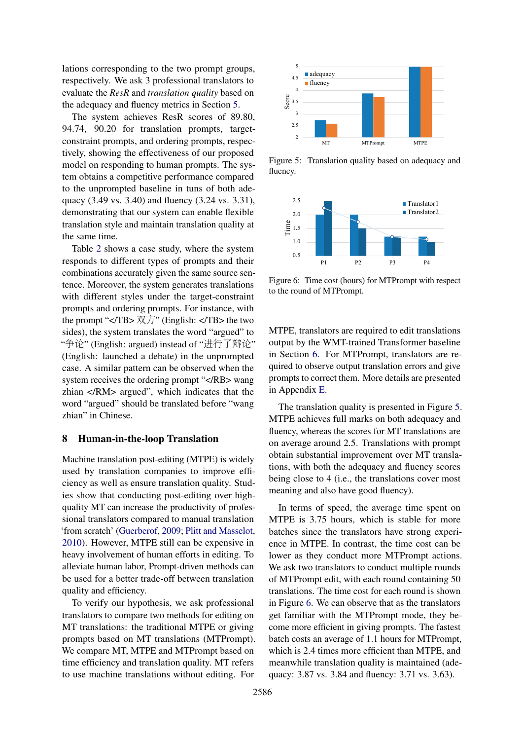lations corresponding to the two prompt groups, respectively. We ask 3 professional translators to evaluate the *ResR* and *translation quality* based on the adequacy and fluency metrics in Section 5.

The system achieves ResR scores of 89.80, 94.74, 90.20 for translation prompts, target-constraint prompts, and ordering prompts, respectively, showing the effectiveness of our proposed model on responding to human prompts. The system obtains a competitive performance compared to the unprompted baseline in tuns of both adequacy (3.49 vs. 3.40) and fluency (3.24 vs. 3.31), demonstrating that our system can enable flexible translation style and maintain translation quality at the same time.

Table 2 shows a case study, where the system responds to different types of prompts and their combinations accurately given the same source sentence. Moreover, the system generates translations with different styles under the target-constraint prompts and ordering prompts. For instance, with the prompt "</TB> 双方" (English: </TB> the two sides), the system translates the word "argued" to "争论" (English: argued) instead of "进行了辩论" (English: launched a debate) in the unprompted case. A similar pattern can be observed when the system receives the ordering prompt "</RB> wang zhian </RM> argued", which indicates that the word "argued" should be translated before "wang zhian" in Chinese.

## 8 Human-in-the-loop Translation

Machine translation post-editing (MTPE) is widely used by translation companies to improve efficiency as well as ensure translation quality. Studies show that conducting post-editing over high-quality MT can increase the productivity of professional translators compared to manual translation 'from scratch' (Guerberof, 2009; Plitt and Masselot, 2010). However, MTPE still can be expensive in heavy involvement of human efforts in editing. To alleviate human labor, Prompt-driven methods can be used for a better trade-off between translation quality and efficiency.

To verify our hypothesis, we ask professional translators to compare two methods for editing on MT translations: the traditional MTPE or giving prompts based on MT translations (MTPrompt). We compare MT, MTPE and MTPrompt based on time efficiency and translation quality. MT refers to use machine translations without editing. For MTPE, translators are required to edit translations output by the WMT-trained Transformer baseline in Section 6. For MTPrompt, translators are required to observe output translation errors and give prompts to correct them. More details are presented in Appendix E.

Figure 5: Translation quality based on adequacy and fluency.

Figure 6: Time cost (hours) for MTPrompt with respect to the round of MTPrompt.

The translation quality is presented in Figure 5. MTPE achieves full marks on both adequacy and fluency, whereas the scores for MT translations are on average around 2.5. Translations with prompt obtain substantial improvement over MT translations, with both the adequacy and fluency scores being close to 4 (i.e., the translations cover most meaning and also have good fluency).

In terms of speed, the average time spent on MTPE is 3.75 hours, which is stable for more batches since the translators have strong experience in MTPE. In contrast, the time cost can be lower as they conduct more MTPrompt actions. We ask two translators to conduct multiple rounds of MTPrompt edit, with each round containing 50 translations. The time cost for each round is shown in Figure 6. We can observe that as the translators get familiar with the MTPrompt mode, they become more efficient in giving prompts. The fastest batch costs an average of 1.1 hours for MTPrompt, which is 2.4 times more efficient than MTPE, and meanwhile translation quality is maintained (adequacy: 3.87 vs. 3.84 and fluency: 3.71 vs. 3.63).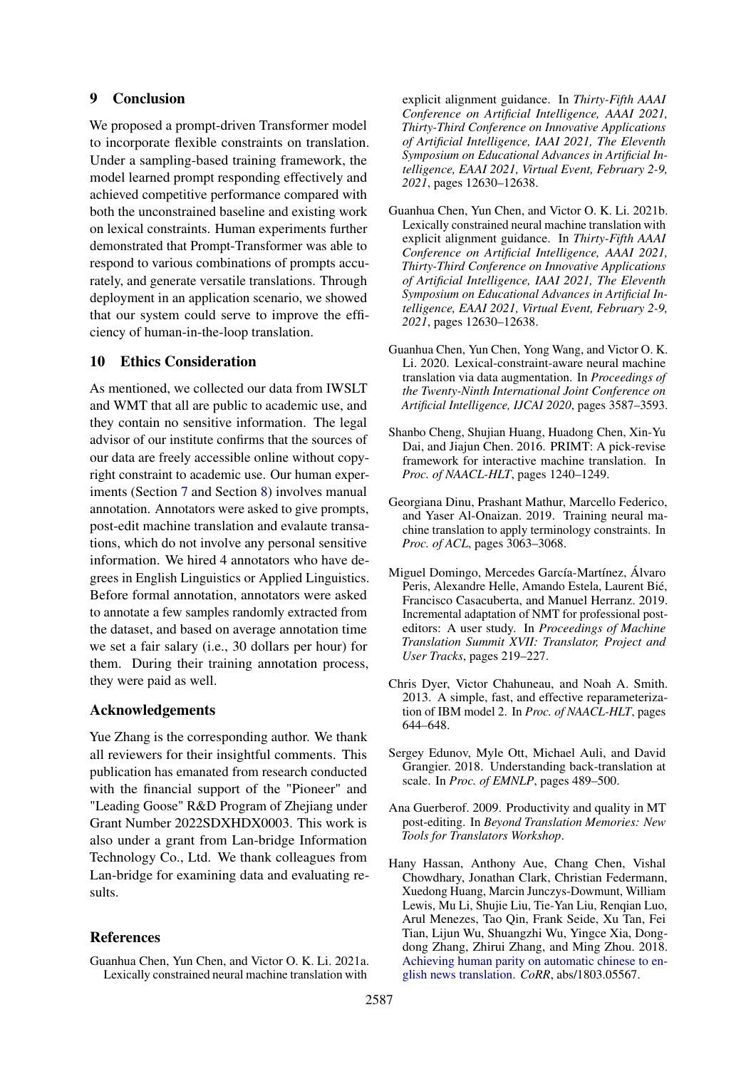## 9 Conclusion

We proposed a prompt-driven Transformer model to incorporate flexible constraints on translation. Under a sampling-based training framework, the model learned prompt responding effectively and achieved competitive performance compared with both the unconstrained baseline and existing work on lexical constraints. Human experiments further demonstrated that Prompt-Transformer was able to respond to various combinations of prompts accurately, and generate versatile translations. Through deployment in an application scenario, we showed that our system could serve to improve the efficiency of human-in-the-loop translation.

## 10 Ethics Consideration

As mentioned, we collected our data from IWSLT and WMT that all are public to academic use, and they contain no sensitive information. The legal advisor of our institute confirms that the sources of our data are freely accessible online without copyright constraint to academic use. Our human experiments (Section 7 and Section 8) involves manual annotation. Annotators were asked to give prompts, post-edit machine translation and evalaute transations, which do not involve any personal sensitive information. We hired 4 annotators who have degrees in English Linguistics or Applied Linguistics. Before formal annotation, annotators were asked to annotate a few samples randomly extracted from the dataset, and based on average annotation time we set a fair salary (i.e., 30 dollars per hour) for them. During their training annotation process, they were paid as well.

## Acknowledgements

Yue Zhang is the corresponding author. We thank all reviewers for their insightful comments. This publication has emanated from research conducted with the financial support of the "Pioneer" and "Leading Goose" R&D Program of Zhejiang under Grant Number 2022SDXHDX0003. This work is also under a grant from Lan-bridge Information Technology Co., Ltd. We thank colleagues from Lan-bridge for examining data and evaluating results.

## References

Guanhua Chen, Yun Chen, and Victor O. K. Li. 2021a. Lexically constrained neural machine translation with explicit alignment guidance. In *Thirty-Fifth AAAI Conference on Artificial Intelligence, AAAI 2021, Thirty-Third Conference on Innovative Applications of Artificial Intelligence, IAAI 2021, The Eleventh Symposium on Educational Advances in Artificial Intelligence, EAAI 2021, Virtual Event, February 2-9, 2021*, pages 12630–12638.

Guanhua Chen, Yun Chen, and Victor O. K. Li. 2021b. Lexically constrained neural machine translation with explicit alignment guidance. In *Thirty-Fifth AAAI Conference on Artificial Intelligence, AAAI 2021, Thirty-Third Conference on Innovative Applications of Artificial Intelligence, IAAI 2021, The Eleventh Symposium on Educational Advances in Artificial Intelligence, EAAI 2021, Virtual Event, February 2-9, 2021*, pages 12630–12638.

Guanhua Chen, Yun Chen, Yong Wang, and Victor O. K. Li. 2020. Lexical-constraint-aware neural machine translation via data augmentation. In *Proceedings of the Twenty-Ninth International Joint Conference on Artificial Intelligence, IJCAI 2020*, pages 3587–3593.

Shanbo Cheng, Shujian Huang, Huadong Chen, Xin-Yu Dai, and Jiajun Chen. 2016. PRIMT: A pick-revise framework for interactive machine translation. In *Proc. of NAACL-HLT*, pages 1240–1249.

Georgiana Dinu, Prashant Mathur, Marcello Federico, and Yaser Al-Onaizan. 2019. Training neural machine translation to apply terminology constraints. In *Proc. of ACL*, pages 3063–3068.

Miguel Domingo, Mercedes García-Martínez, Álvaro Peris, Alexandre Helle, Amando Estela, Laurent Bié, Francisco Casacuberta, and Manuel Herranz. 2019. Incremental adaptation of NMT for professional post-editors: A user study. In *Proceedings of Machine Translation Summit XVII: Translator, Project and User Tracks*, pages 219–227.

Chris Dyer, Victor Chahuneau, and Noah A. Smith. 2013. A simple, fast, and effective reparameterization of IBM model 2. In *Proc. of NAACL-HLT*, pages 644–648.

Sergey Edunov, Myle Ott, Michael Auli, and David Grangier. 2018. Understanding back-translation at scale. In *Proc. of EMNLP*, pages 489–500.

Ana Guerberof. 2009. Productivity and quality in MT post-editing. In *Beyond Translation Memories: New Tools for Translators Workshop*.

Hany Hassan, Anthony Aue, Chang Chen, Vishal Chowdhary, Jonathan Clark, Christian Federmann, Xuedong Huang, Marcin Junczys-Dowmunt, William Lewis, Mu Li, Shujie Liu, Tie-Yan Liu, Renqian Luo, Arul Menezes, Tao Qin, Frank Seide, Xu Tan, Fei Tian, Lijun Wu, Shuangzhi Wu, Yingce Xia, Dongdong Zhang, Zhirui Zhang, and Ming Zhou. 2018. Achieving human parity on automatic chinese to english news translation. *CoRR*, abs/1803.05567.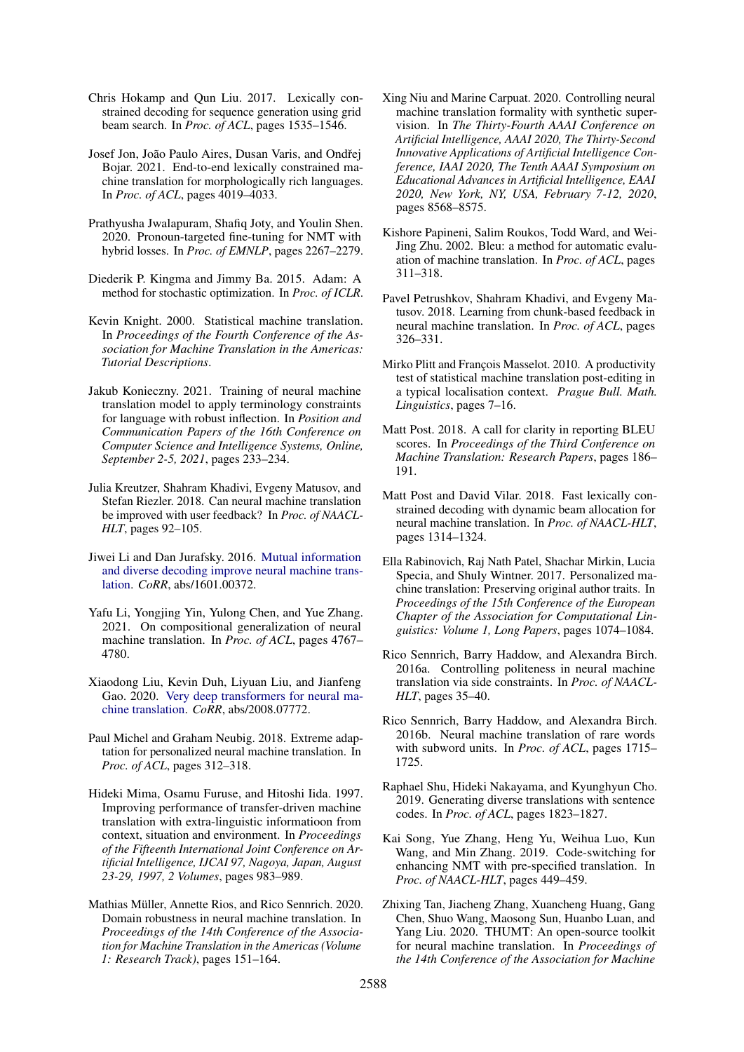Chris Hokamp and Qun Liu. 2017. Lexically constrained decoding for sequence generation using grid beam search. In *Proc. of ACL*, pages 1535–1546.

Josef Jon, João Paulo Aires, Dusan Varis, and Ondřej Bojar. 2021. End-to-end lexically constrained machine translation for morphologically rich languages. In *Proc. of ACL*, pages 4019–4033.

Prathyusha Jwalapuram, Shafiq Joty, and Youlin Shen. 2020. Pronoun-targeted fine-tuning for NMT with hybrid losses. In *Proc. of EMNLP*, pages 2267–2279.

Diederik P. Kingma and Jimmy Ba. 2015. Adam: A method for stochastic optimization. In *Proc. of ICLR*.

Kevin Knight. 2000. Statistical machine translation. In *Proceedings of the Fourth Conference of the Association for Machine Translation in the Americas: Tutorial Descriptions*.

Jakub Konieczny. 2021. Training of neural machine translation model to apply terminology constraints for language with robust inflection. In *Position and Communication Papers of the 16th Conference on Computer Science and Intelligence Systems, Online, September 2-5, 2021*, pages 233–234.

Julia Kreutzer, Shahram Khadivi, Evgeny Matusov, and Stefan Riezler. 2018. Can neural machine translation be improved with user feedback? In *Proc. of NAACL-HLT*, pages 92–105.

Jiwei Li and Dan Jurafsky. 2016. Mutual information and diverse decoding improve neural machine translation. *CoRR*, abs/1601.00372.

Yafu Li, Yongjing Yin, Yulong Chen, and Yue Zhang. 2021. On compositional generalization of neural machine translation. In *Proc. of ACL*, pages 4767–4780.

Xiaodong Liu, Kevin Duh, Liyuan Liu, and Jianfeng Gao. 2020. Very deep transformers for neural machine translation. *CoRR*, abs/2008.07772.

Paul Michel and Graham Neubig. 2018. Extreme adaptation for personalized neural machine translation. In *Proc. of ACL*, pages 312–318.

Hideki Mima, Osamu Furuse, and Hitoshi Iida. 1997. Improving performance of transfer-driven machine translation with extra-linguistic informatioon from context, situation and environment. In *Proceedings of the Fifteenth International Joint Conference on Artificial Intelligence, IJCAI 97, Nagoya, Japan, August 23-29, 1997, 2 Volumes*, pages 983–989.

Mathias Müller, Annette Rios, and Rico Sennrich. 2020. Domain robustness in neural machine translation. In *Proceedings of the 14th Conference of the Association for Machine Translation in the Americas (Volume 1: Research Track)*, pages 151–164.

Xing Niu and Marine Carpuat. 2020. Controlling neural machine translation formality with synthetic supervision. In *The Thirty-Fourth AAAI Conference on Artificial Intelligence, AAAI 2020, The Thirty-Second Innovative Applications of Artificial Intelligence Conference, IAAI 2020, The Tenth AAAI Symposium on Educational Advances in Artificial Intelligence, EAAI 2020, New York, NY, USA, February 7-12, 2020*, pages 8568–8575.

Kishore Papineni, Salim Roukos, Todd Ward, and Wei-Jing Zhu. 2002. Bleu: a method for automatic evaluation of machine translation. In *Proc. of ACL*, pages 311–318.

Pavel Petrushkov, Shahram Khadivi, and Evgeny Matusov. 2018. Learning from chunk-based feedback in neural machine translation. In *Proc. of ACL*, pages 326–331.

Mirko Plitt and François Masselot. 2010. A productivity test of statistical machine translation post-editing in a typical localisation context. *Prague Bull. Math. Linguistics*, pages 7–16.

Matt Post. 2018. A call for clarity in reporting BLEU scores. In *Proceedings of the Third Conference on Machine Translation: Research Papers*, pages 186–191.

Matt Post and David Vilar. 2018. Fast lexically constrained decoding with dynamic beam allocation for neural machine translation. In *Proc. of NAACL-HLT*, pages 1314–1324.

Ella Rabinovich, Raj Nath Patel, Shachar Mirkin, Lucia Specia, and Shuly Wintner. 2017. Personalized machine translation: Preserving original author traits. In *Proceedings of the 15th Conference of the European Chapter of the Association for Computational Linguistics: Volume 1, Long Papers*, pages 1074–1084.

Rico Sennrich, Barry Haddow, and Alexandra Birch. 2016a. Controlling politeness in neural machine translation via side constraints. In *Proc. of NAACL-HLT*, pages 35–40.

Rico Sennrich, Barry Haddow, and Alexandra Birch. 2016b. Neural machine translation of rare words with subword units. In *Proc. of ACL*, pages 1715–1725.

Raphael Shu, Hideki Nakayama, and Kyunghyun Cho. 2019. Generating diverse translations with sentence codes. In *Proc. of ACL*, pages 1823–1827.

Kai Song, Yue Zhang, Heng Yu, Weihua Luo, Kun Wang, and Min Zhang. 2019. Code-switching for enhancing NMT with pre-specified translation. In *Proc. of NAACL-HLT*, pages 449–459.

Zhixing Tan, Jiacheng Zhang, Xuancheng Huang, Gang Chen, Shuo Wang, Maosong Sun, Huanbo Luan, and Yang Liu. 2020. THUMT: An open-source toolkit for neural machine translation. In *Proceedings of the 14th Conference of the Association for Machine*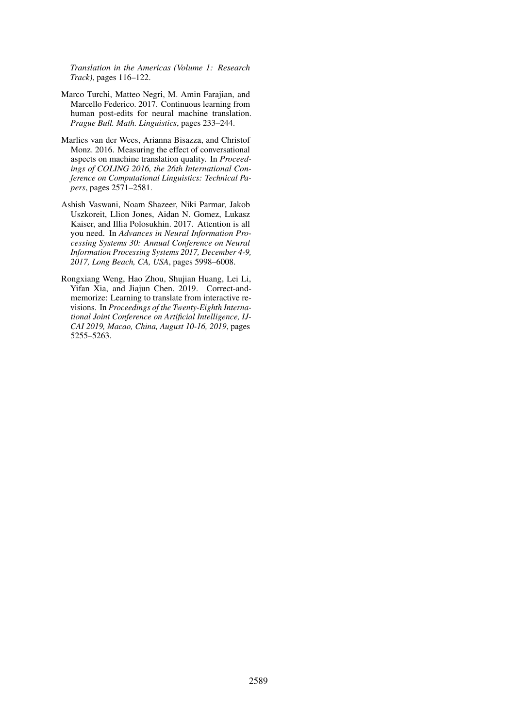*Translation in the Americas (Volume 1: Research Track)*, pages 116–122.

Marco Turchi, Matteo Negri, M. Amin Farajian, and Marcello Federico. 2017. Continuous learning from human post-edits for neural machine translation. *Prague Bull. Math. Linguistics*, pages 233–244.

Marlies van der Wees, Arianna Bisazza, and Christof Monz. 2016. Measuring the effect of conversational aspects on machine translation quality. In *Proceedings of COLING 2016, the 26th International Conference on Computational Linguistics: Technical Papers*, pages 2571–2581.

Ashish Vaswani, Noam Shazeer, Niki Parmar, Jakob Uszkoreit, Llion Jones, Aidan N. Gomez, Lukasz Kaiser, and Illia Polosukhin. 2017. Attention is all you need. In *Advances in Neural Information Processing Systems 30: Annual Conference on Neural Information Processing Systems 2017, December 4-9, 2017, Long Beach, CA, USA*, pages 5998–6008.

Rongxiang Weng, Hao Zhou, Shujian Huang, Lei Li, Yifan Xia, and Jiajun Chen. 2019. Correct-and-memorize: Learning to translate from interactive revisions. In *Proceedings of the Twenty-Eighth International Joint Conference on Artificial Intelligence, IJCAI 2019, Macao, China, August 10-16, 2019*, pages 5255–5263.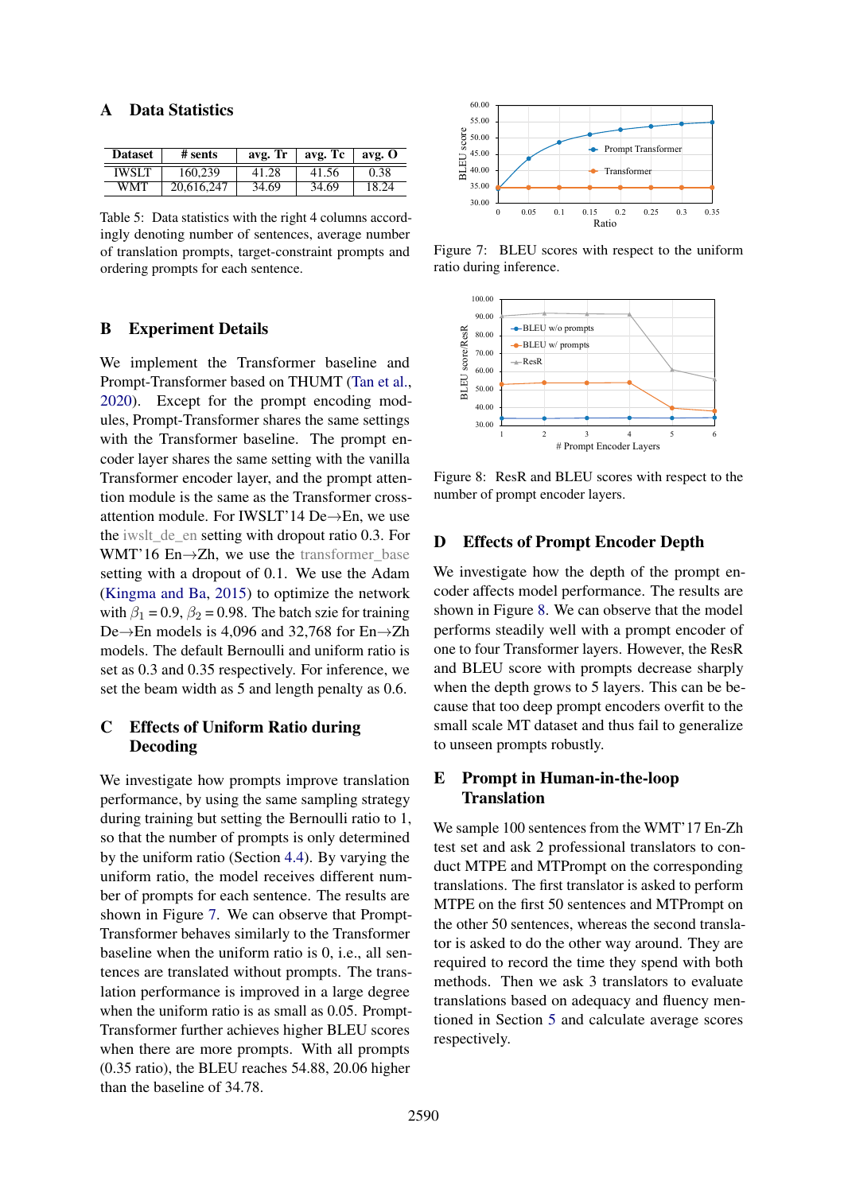## A Data Statistics

| Dataset | # sents | avg. Tr | avg. Tc | avg. O |
|---|---|---|---|---|
| IWSLT | 160,239 | 41.28 | 41.56 | 0.38 |
| WMT | 20,616,247 | 34.69 | 34.69 | 18.24 |

Table 5: Data statistics with the right 4 columns accordingly denoting number of sentences, average number of translation prompts, target-constraint prompts and ordering prompts for each sentence.

## B Experiment Details

We implement the Transformer baseline and Prompt-Transformer based on THUMT (Tan et al., 2020). Except for the prompt encoding modules, Prompt-Transformer shares the same settings with the Transformer baseline. The prompt encoder layer shares the same setting with the vanilla Transformer encoder layer, and the prompt attention module is the same as the Transformer cross-attention module. For IWSLT'14 De→En, we use the iwslt_de_en setting with dropout ratio 0.3. For WMT'16 En→Zh, we use the transformer_base setting with a dropout of 0.1. We use the Adam (Kingma and Ba, 2015) to optimize the network with $\beta_1 = 0.9$, $\beta_2 = 0.98$. The batch szie for training De→En models is 4,096 and 32,768 for En→Zh models. The default Bernoulli and uniform ratio is set as 0.3 and 0.35 respectively. For inference, we set the beam width as 5 and length penalty as 0.6.

## C Effects of Uniform Ratio during Decoding

We investigate how prompts improve translation performance, by using the same sampling strategy during training but setting the Bernoulli ratio to 1, so that the number of prompts is only determined by the uniform ratio (Section 4.4). By varying the uniform ratio, the model receives different number of prompts for each sentence. The results are shown in Figure 7. We can observe that Prompt-Transformer behaves similarly to the Transformer baseline when the uniform ratio is 0, i.e., all sentences are translated without prompts. The translation performance is improved in a large degree when the uniform ratio is as small as 0.05. Prompt-Transformer further achieves higher BLEU scores when there are more prompts. With all prompts (0.35 ratio), the BLEU reaches 54.88, 20.06 higher than the baseline of 34.78.

BLEU score
60.00
55.00
50.00
45.00
40.00
35.00
30.00
0 0.05 0.1 0.15 0.2 0.25 0.3 0.35
Ratio
Prompt Transformer
Transformer

Figure 7: BLEU scores with respect to the uniform ratio during inference.

BLEU score/ResR
100.00
90.00
80.00
70.00
60.00
50.00
40.00
30.00
1 2 3 4 5 6
# Prompt Encoder Layers
BLEU w/o prompts
BLEU w/ prompts
ResR

Figure 8: ResR and BLEU scores with respect to the number of prompt encoder layers.

## D Effects of Prompt Encoder Depth

We investigate how the depth of the prompt encoder affects model performance. The results are shown in Figure 8. We can observe that the model performs steadily well with a prompt encoder of one to four Transformer layers. However, the ResR and BLEU score with prompts decrease sharply when the depth grows to 5 layers. This can be because that too deep prompt encoders overfit to the small scale MT dataset and thus fail to generalize to unseen prompts robustly.

## E Prompt in Human-in-the-loop Translation

We sample 100 sentences from the WMT'17 En-Zh test set and ask 2 professional translators to conduct MTPE and MTPrompt on the corresponding translations. The first translator is asked to perform MTPE on the first 50 sentences and MTPrompt on the other 50 sentences, whereas the second translator is asked to do the other way around. They are required to record the time they spend with both methods. Then we ask 3 translators to evaluate translations based on adequacy and fluency mentioned in Section 5 and calculate average scores respectively.